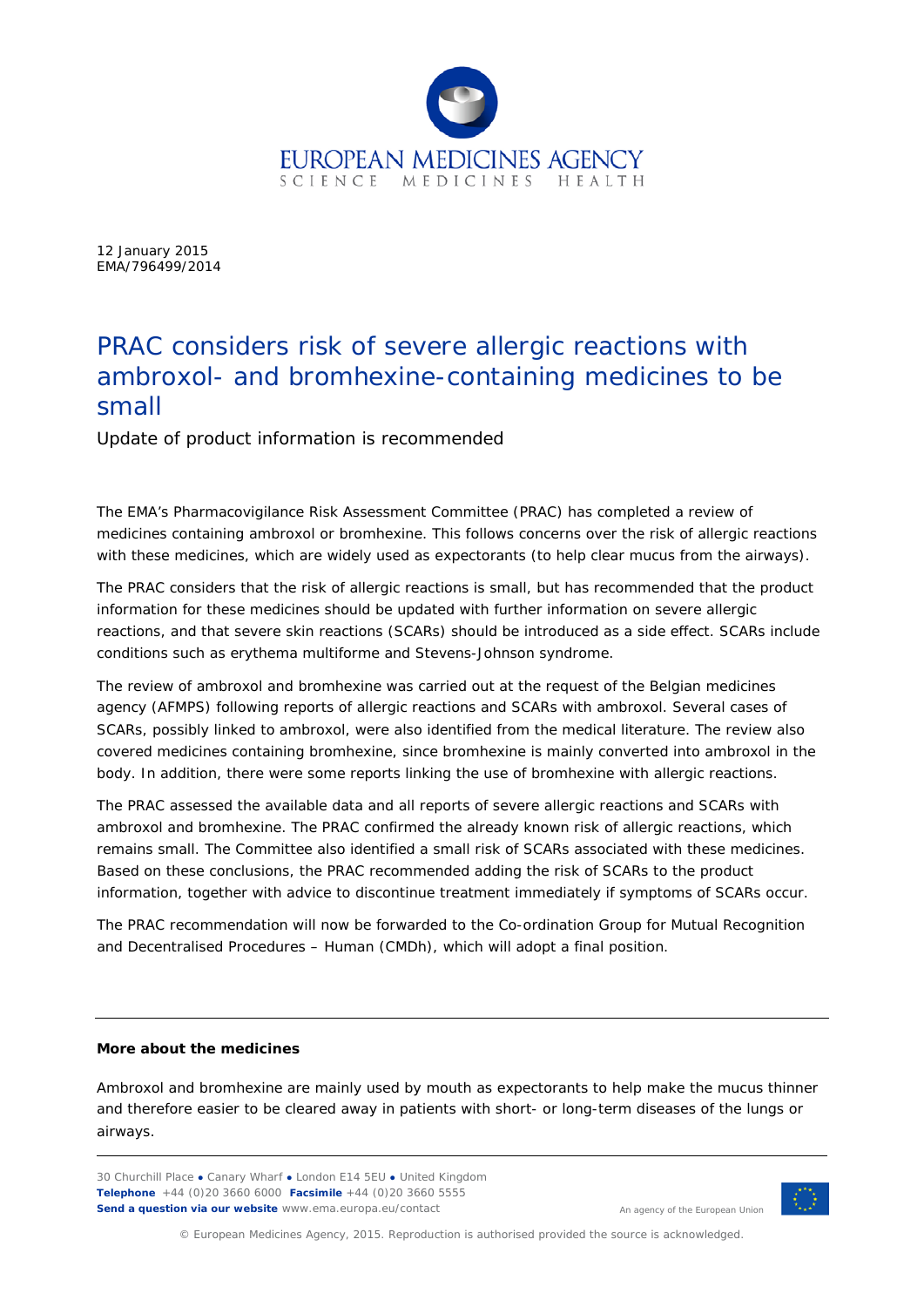EUROPEAN MEDICINES AGENCY
SCIENCE MEDICINES HEALTH

12 January 2015
EMA/796499/2014

# PRAC considers risk of severe allergic reactions with ambroxol- and bromhexine-containing medicines to be small

Update of product information is recommended

The EMA's Pharmacovigilance Risk Assessment Committee (PRAC) has completed a review of medicines containing ambroxol or bromhexine. This follows concerns over the risk of allergic reactions with these medicines, which are widely used as expectorants (to help clear mucus from the airways).

The PRAC considers that the risk of allergic reactions is small, but has recommended that the product information for these medicines should be updated with further information on severe allergic reactions, and that severe skin reactions (SCARs) should be introduced as a side effect. SCARs include conditions such as erythema multiforme and Stevens-Johnson syndrome.

The review of ambroxol and bromhexine was carried out at the request of the Belgian medicines agency (AFMPS) following reports of allergic reactions and SCARs with ambroxol. Several cases of SCARs, possibly linked to ambroxol, were also identified from the medical literature. The review also covered medicines containing bromhexine, since bromhexine is mainly converted into ambroxol in the body. In addition, there were some reports linking the use of bromhexine with allergic reactions.

The PRAC assessed the available data and all reports of severe allergic reactions and SCARs with ambroxol and bromhexine. The PRAC confirmed the already known risk of allergic reactions, which remains small. The Committee also identified a small risk of SCARs associated with these medicines. Based on these conclusions, the PRAC recommended adding the risk of SCARs to the product information, together with advice to discontinue treatment immediately if symptoms of SCARs occur.

The PRAC recommendation will now be forwarded to the Co-ordination Group for Mutual Recognition and Decentralised Procedures – Human (CMDh), which will adopt a final position.

---

**More about the medicines**

Ambroxol and bromhexine are mainly used by mouth as expectorants to help make the mucus thinner and therefore easier to be cleared away in patients with short- or long-term diseases of the lungs or airways.

---

30 Churchill Place ● Canary Wharf ● London E14 5EU ● United Kingdom
**Telephone** +44 (0)20 3660 6000 **Facsimile** +44 (0)20 3660 5555
**Send a question via our website** www.ema.europa.eu/contact

An agency of the European Union

© European Medicines Agency, 2015. Reproduction is authorised provided the source is acknowledged.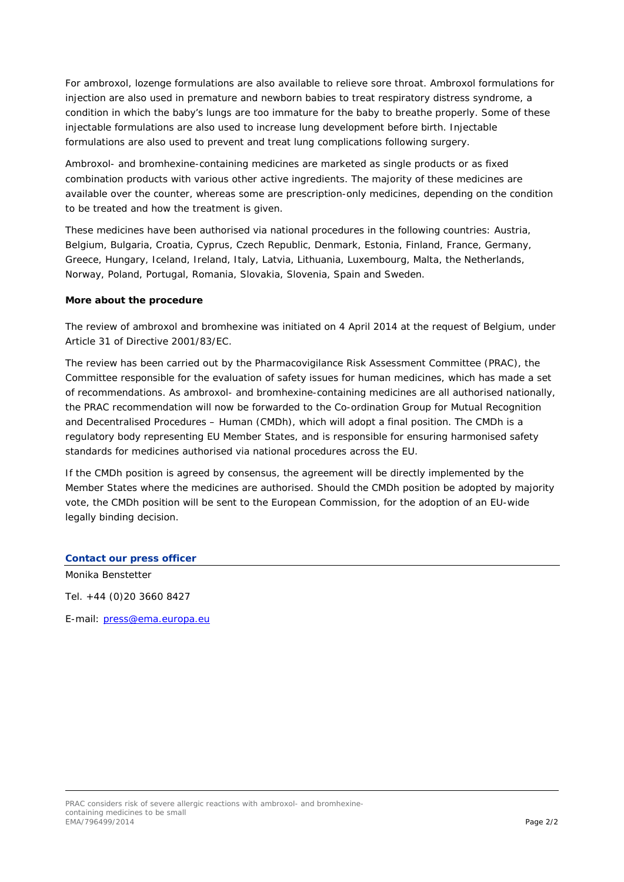For ambroxol, lozenge formulations are also available to relieve sore throat. Ambroxol formulations for injection are also used in premature and newborn babies to treat respiratory distress syndrome, a condition in which the baby's lungs are too immature for the baby to breathe properly. Some of these injectable formulations are also used to increase lung development before birth. Injectable formulations are also used to prevent and treat lung complications following surgery.

Ambroxol- and bromhexine-containing medicines are marketed as single products or as fixed combination products with various other active ingredients. The majority of these medicines are available over the counter, whereas some are prescription-only medicines, depending on the condition to be treated and how the treatment is given.

These medicines have been authorised via national procedures in the following countries: Austria, Belgium, Bulgaria, Croatia, Cyprus, Czech Republic, Denmark, Estonia, Finland, France, Germany, Greece, Hungary, Iceland, Ireland, Italy, Latvia, Lithuania, Luxembourg, Malta, the Netherlands, Norway, Poland, Portugal, Romania, Slovakia, Slovenia, Spain and Sweden.

**More about the procedure**

The review of ambroxol and bromhexine was initiated on 4 April 2014 at the request of Belgium, under Article 31 of Directive 2001/83/EC.

The review has been carried out by the Pharmacovigilance Risk Assessment Committee (PRAC), the Committee responsible for the evaluation of safety issues for human medicines, which has made a set of recommendations. As ambroxol- and bromhexine-containing medicines are all authorised nationally, the PRAC recommendation will now be forwarded to the Co-ordination Group for Mutual Recognition and Decentralised Procedures – Human (CMDh), which will adopt a final position. The CMDh is a regulatory body representing EU Member States, and is responsible for ensuring harmonised safety standards for medicines authorised via national procedures across the EU.

If the CMDh position is agreed by consensus, the agreement will be directly implemented by the Member States where the medicines are authorised. Should the CMDh position be adopted by majority vote, the CMDh position will be sent to the European Commission, for the adoption of an EU-wide legally binding decision.

**Contact our press officer**

Monika Benstetter

Tel. +44 (0)20 3660 8427

E-mail: press@ema.europa.eu